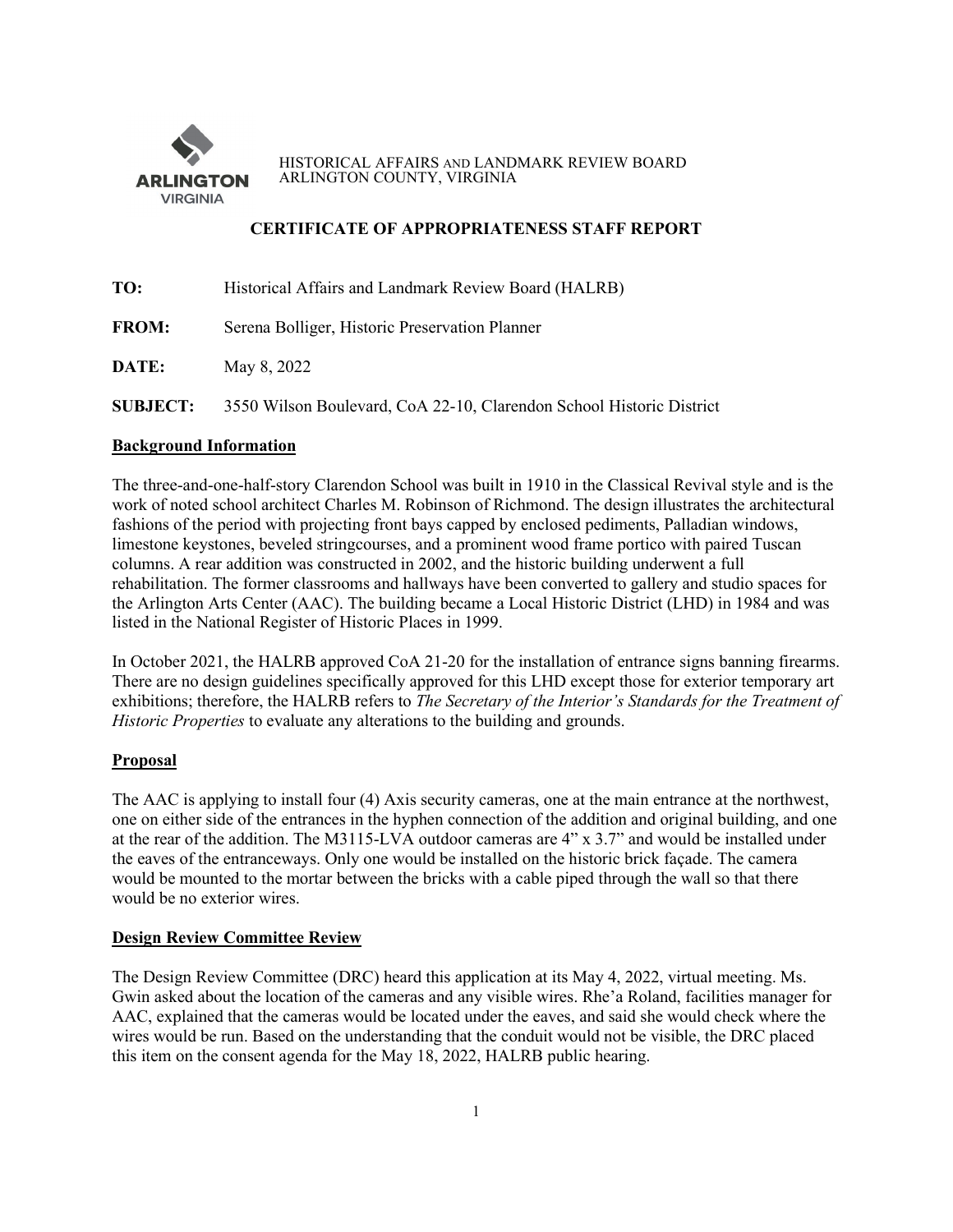ARLINGTON VIRGINIA

HISTORICAL AFFAIRS AND LANDMARK REVIEW BOARD
ARLINGTON COUNTY, VIRGINIA

# CERTIFICATE OF APPROPRIATENESS STAFF REPORT

**TO:** Historical Affairs and Landmark Review Board (HALRB)

**FROM:** Serena Bolliger, Historic Preservation Planner

**DATE:** May 8, 2022

**SUBJECT:** 3550 Wilson Boulevard, CoA 22-10, Clarendon School Historic District

## Background Information

The three-and-one-half-story Clarendon School was built in 1910 in the Classical Revival style and is the work of noted school architect Charles M. Robinson of Richmond. The design illustrates the architectural fashions of the period with projecting front bays capped by enclosed pediments, Palladian windows, limestone keystones, beveled stringcourses, and a prominent wood frame portico with paired Tuscan columns. A rear addition was constructed in 2002, and the historic building underwent a full rehabilitation. The former classrooms and hallways have been converted to gallery and studio spaces for the Arlington Arts Center (AAC). The building became a Local Historic District (LHD) in 1984 and was listed in the National Register of Historic Places in 1999.

In October 2021, the HALRB approved CoA 21-20 for the installation of entrance signs banning firearms. There are no design guidelines specifically approved for this LHD except those for exterior temporary art exhibitions; therefore, the HALRB refers to *The Secretary of the Interior's Standards for the Treatment of Historic Properties* to evaluate any alterations to the building and grounds.

## Proposal

The AAC is applying to install four (4) Axis security cameras, one at the main entrance at the northwest, one on either side of the entrances in the hyphen connection of the addition and original building, and one at the rear of the addition. The M3115-LVA outdoor cameras are 4" x 3.7" and would be installed under the eaves of the entranceways. Only one would be installed on the historic brick façade. The camera would be mounted to the mortar between the bricks with a cable piped through the wall so that there would be no exterior wires.

## Design Review Committee Review

The Design Review Committee (DRC) heard this application at its May 4, 2022, virtual meeting. Ms. Gwin asked about the location of the cameras and any visible wires. Rhe'a Roland, facilities manager for AAC, explained that the cameras would be located under the eaves, and said she would check where the wires would be run. Based on the understanding that the conduit would not be visible, the DRC placed this item on the consent agenda for the May 18, 2022, HALRB public hearing.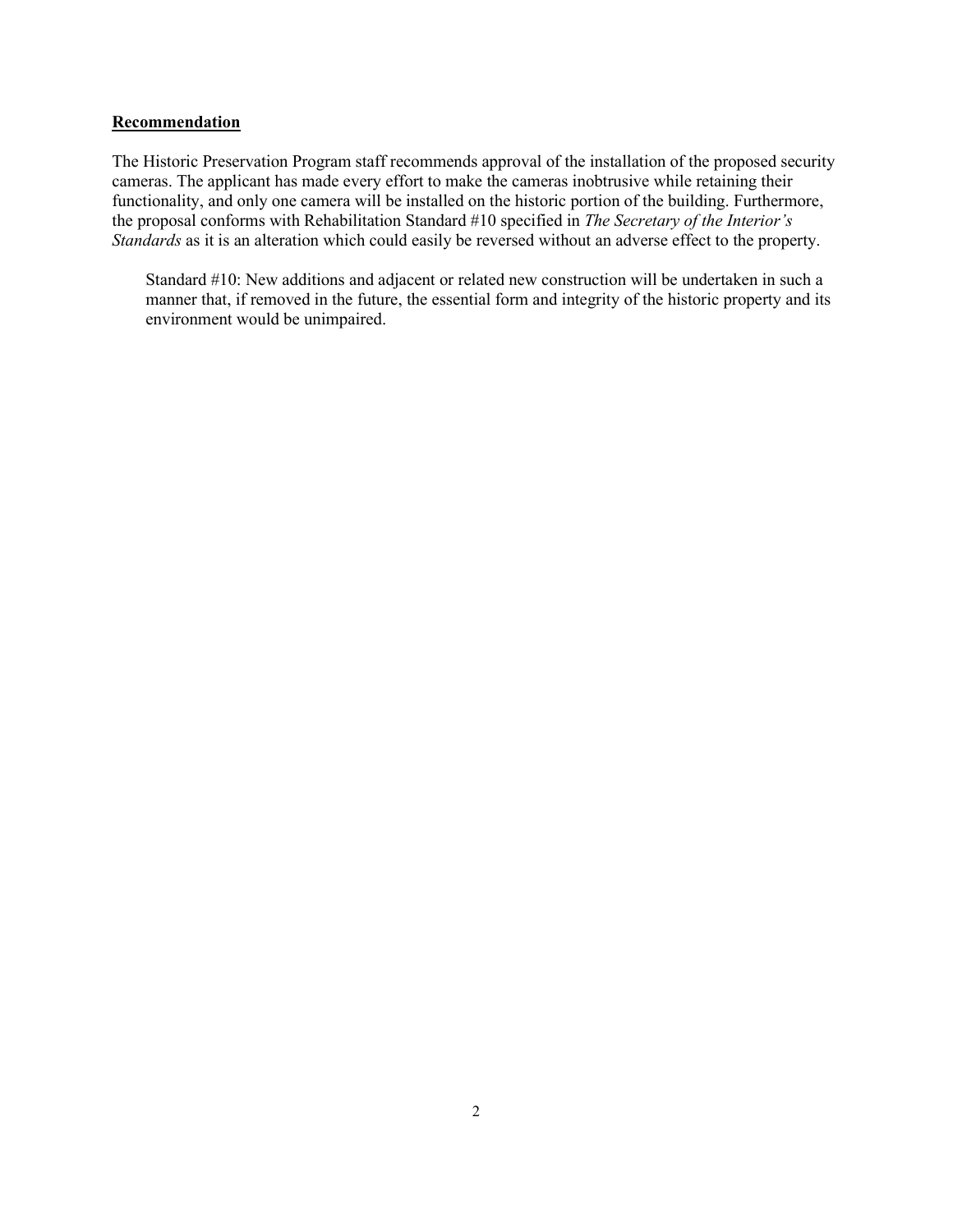**Recommendation**

The Historic Preservation Program staff recommends approval of the installation of the proposed security cameras. The applicant has made every effort to make the cameras inobtrusive while retaining their functionality, and only one camera will be installed on the historic portion of the building. Furthermore, the proposal conforms with Rehabilitation Standard #10 specified in *The Secretary of the Interior's Standards* as it is an alteration which could easily be reversed without an adverse effect to the property.

> Standard #10: New additions and adjacent or related new construction will be undertaken in such a manner that, if removed in the future, the essential form and integrity of the historic property and its environment would be unimpaired.